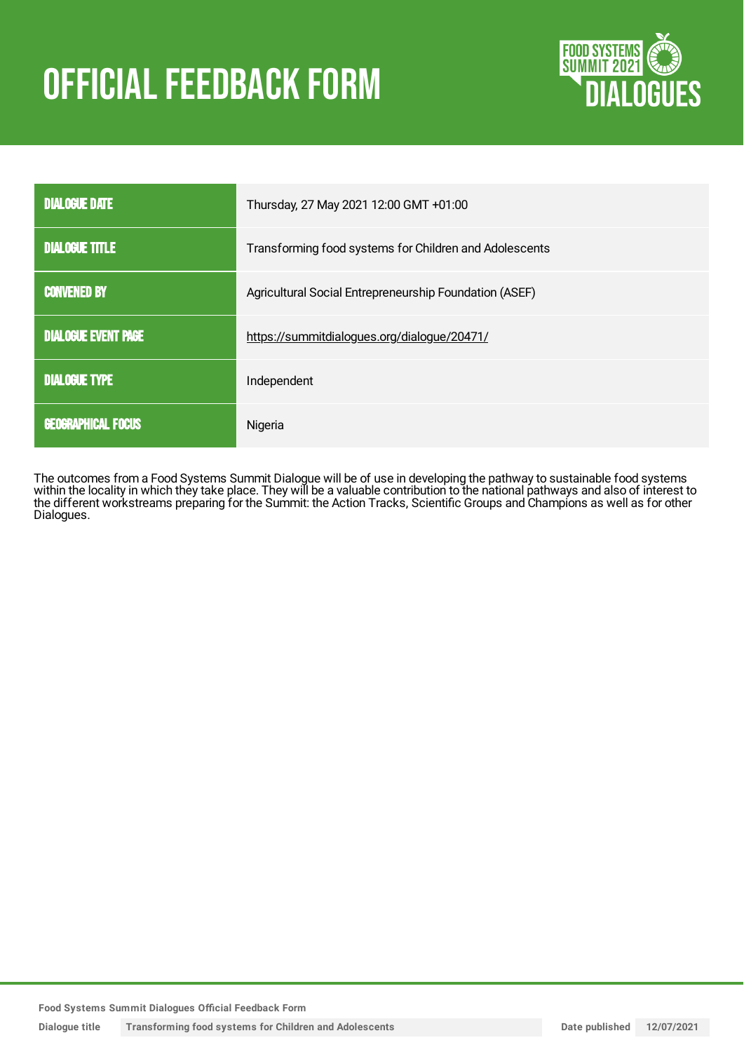# OFFICIAL FEEDBACK FORM

| | |
|---|---|
| DIALOGUE DATE | Thursday, 27 May 2021 12:00 GMT +01:00 |
| DIALOGUE TITLE | Transforming food systems for Children and Adolescents |
| CONVENED BY | Agricultural Social Entrepreneurship Foundation (ASEF) |
| DIALOGUE EVENT PAGE | https://summitdialogues.org/dialogue/20471/ |
| DIALOGUE TYPE | Independent |
| GEOGRAPHICAL FOCUS | Nigeria |

The outcomes from a Food Systems Summit Dialogue will be of use in developing the pathway to sustainable food systems within the locality in which they take place. They will be a valuable contribution to the national pathways and also of interest to the different workstreams preparing for the Summit: the Action Tracks, Scientific Groups and Champions as well as for other Dialogues.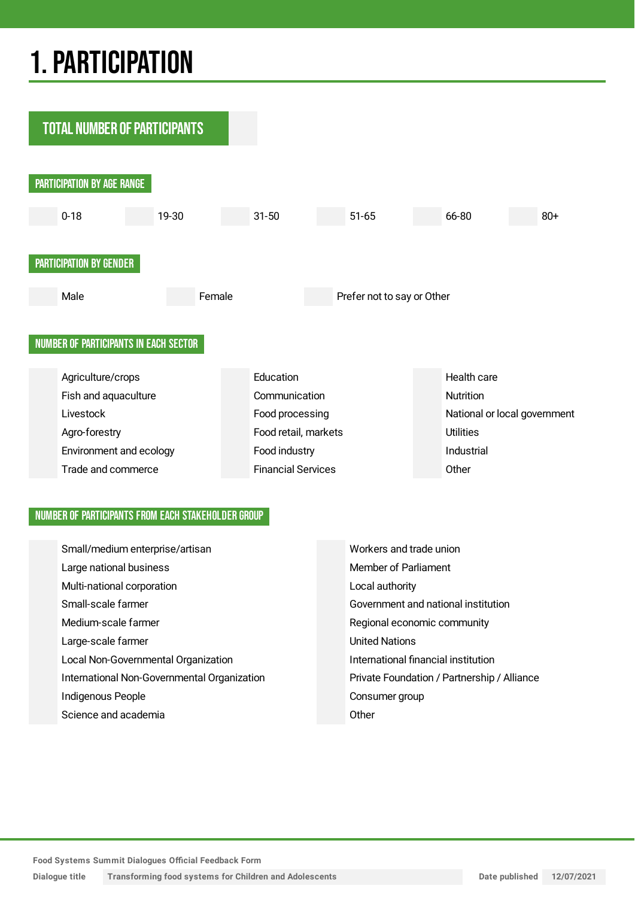# 1. PARTICIPATION

## TOTAL NUMBER OF PARTICIPANTS

### PARTICIPATION BY AGE RANGE

0-18 | 19-30 | 31-50 | 51-65 | 66-80 | 80+

### PARTICIPATION BY GENDER

Male | Female | Prefer not to say or Other

### NUMBER OF PARTICIPANTS IN EACH SECTOR

Agriculture/crops
Fish and aquaculture
Livestock
Agro-forestry
Environment and ecology
Trade and commerce

Education
Communication
Food processing
Food retail, markets
Food industry
Financial Services

Health care
Nutrition
National or local government
Utilities
Industrial
Other

### NUMBER OF PARTICIPANTS FROM EACH STAKEHOLDER GROUP

Small/medium enterprise/artisan
Large national business
Multi-national corporation
Small-scale farmer
Medium-scale farmer
Large-scale farmer
Local Non-Governmental Organization
International Non-Governmental Organization
Indigenous People
Science and academia

Workers and trade union
Member of Parliament
Local authority
Government and national institution
Regional economic community
United Nations
International financial institution
Private Foundation / Partnership / Alliance
Consumer group
Other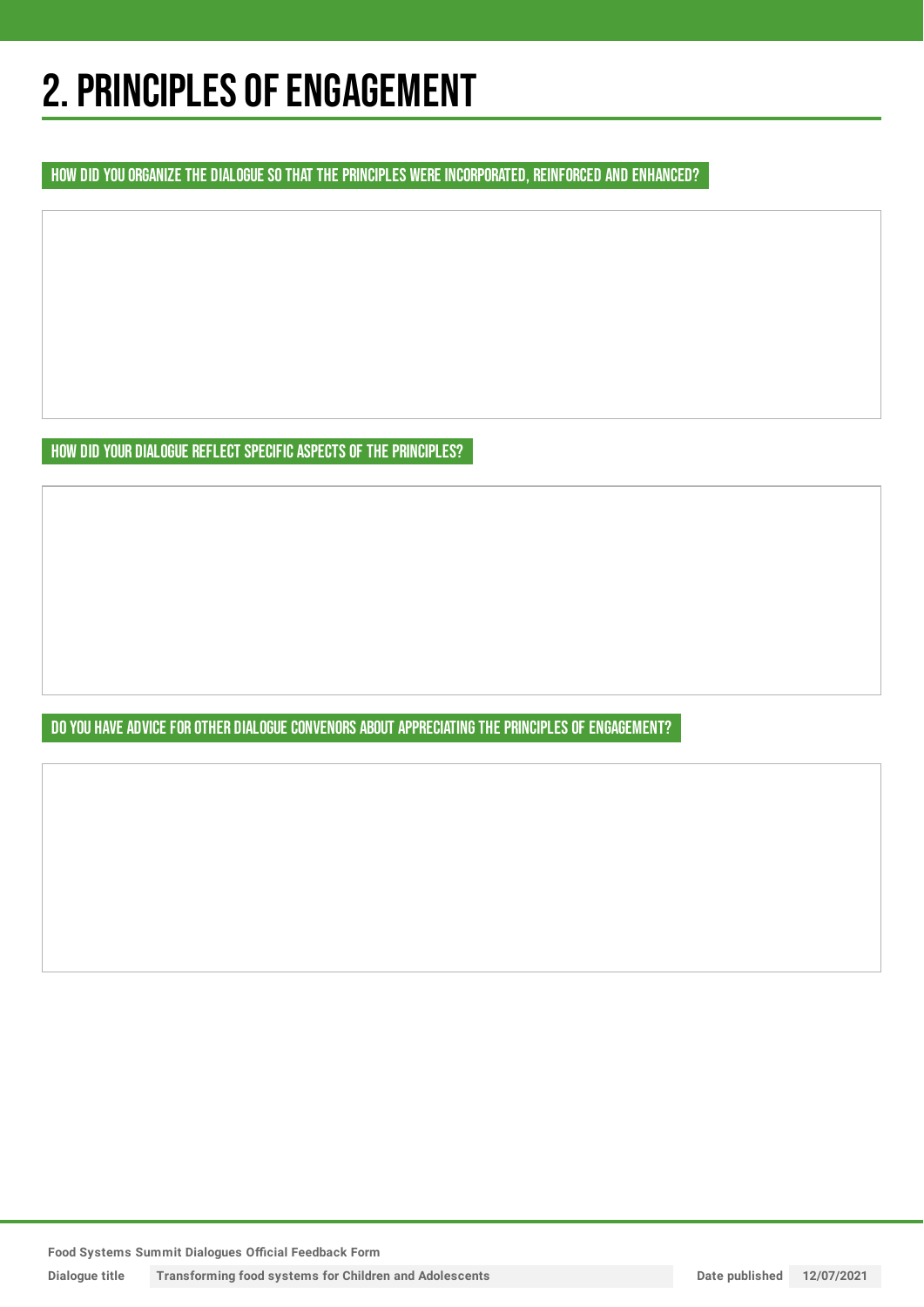# 2. PRINCIPLES OF ENGAGEMENT

## HOW DID YOU ORGANIZE THE DIALOGUE SO THAT THE PRINCIPLES WERE INCORPORATED, REINFORCED AND ENHANCED?

## HOW DID YOUR DIALOGUE REFLECT SPECIFIC ASPECTS OF THE PRINCIPLES?

## DO YOU HAVE ADVICE FOR OTHER DIALOGUE CONVENORS ABOUT APPRECIATING THE PRINCIPLES OF ENGAGEMENT?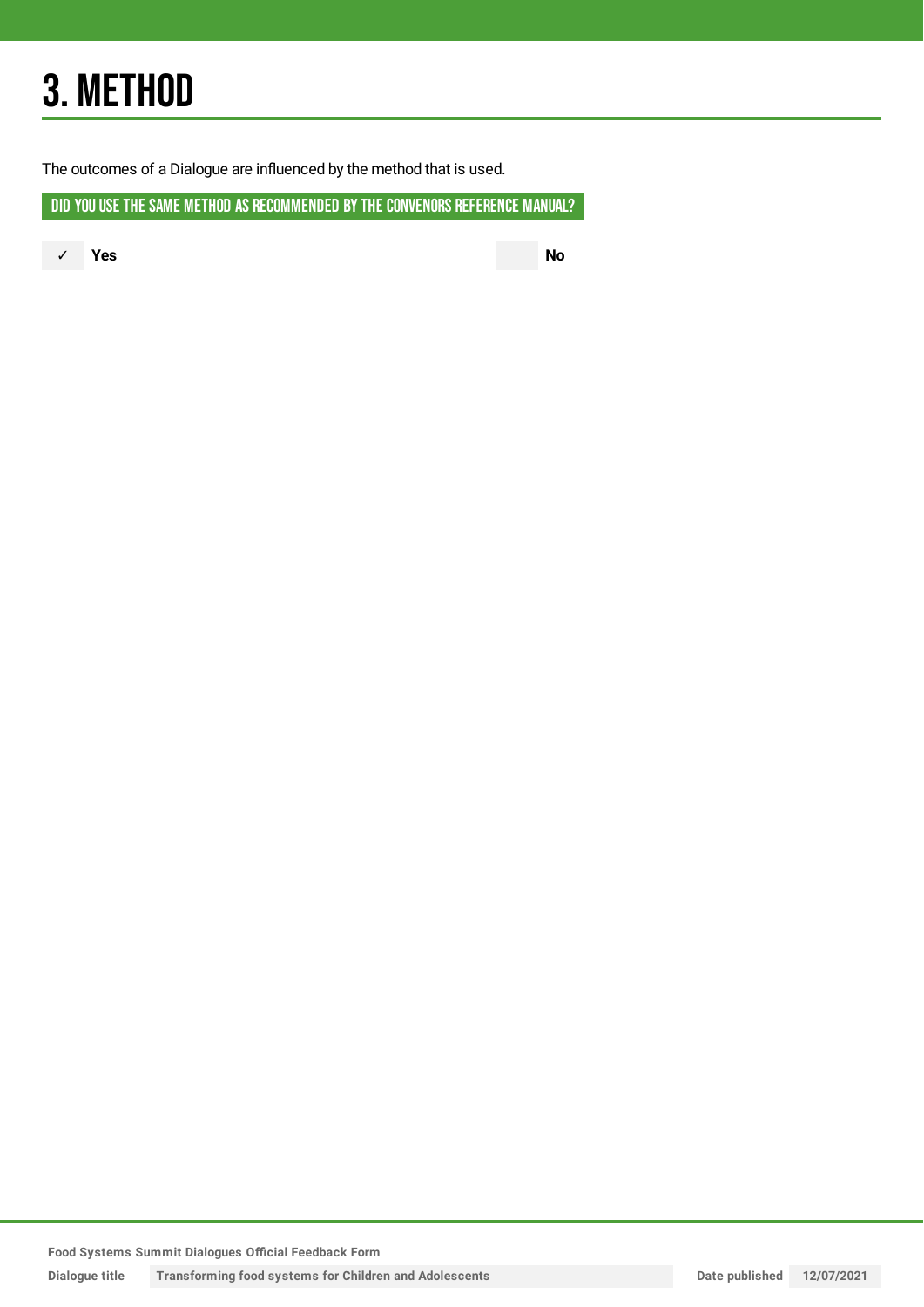# 3. METHOD

The outcomes of a Dialogue are influenced by the method that is used.

## DID YOU USE THE SAME METHOD AS RECOMMENDED BY THE CONVENORS REFERENCE MANUAL?

✓ **Yes**

**No**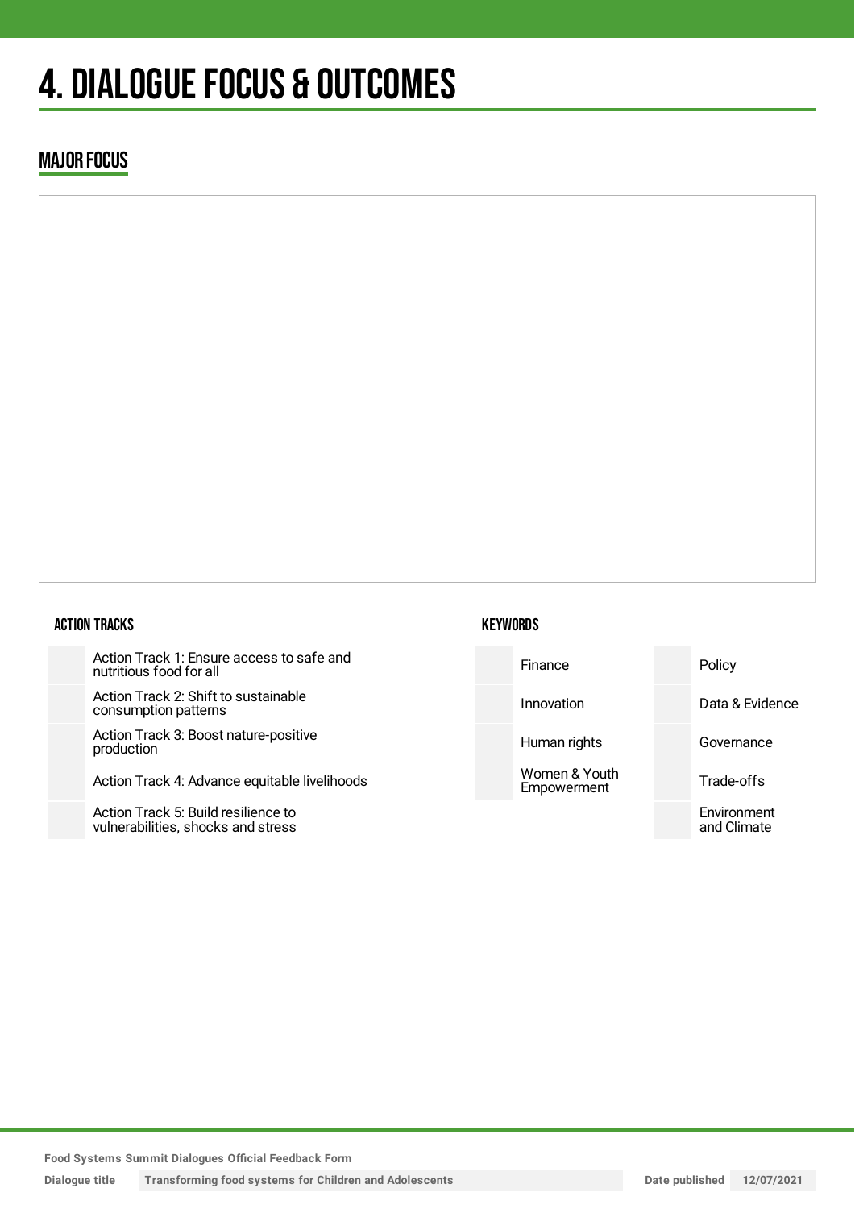# 4. DIALOGUE FOCUS & OUTCOMES

## MAJOR FOCUS

### ACTION TRACKS

| | |
|---|---|
| | Action Track 1: Ensure access to safe and nutritious food for all |
| | Action Track 2: Shift to sustainable consumption patterns |
| | Action Track 3: Boost nature-positive production |
| | Action Track 4: Advance equitable livelihoods |
| | Action Track 5: Build resilience to vulnerabilities, shocks and stress |

### KEYWORDS

| | | | |
|---|---|---|---|
| | Finance | | Policy |
| | Innovation | | Data & Evidence |
| | Human rights | | Governance |
| | Women & Youth Empowerment | | Trade-offs |
| | | | Environment and Climate |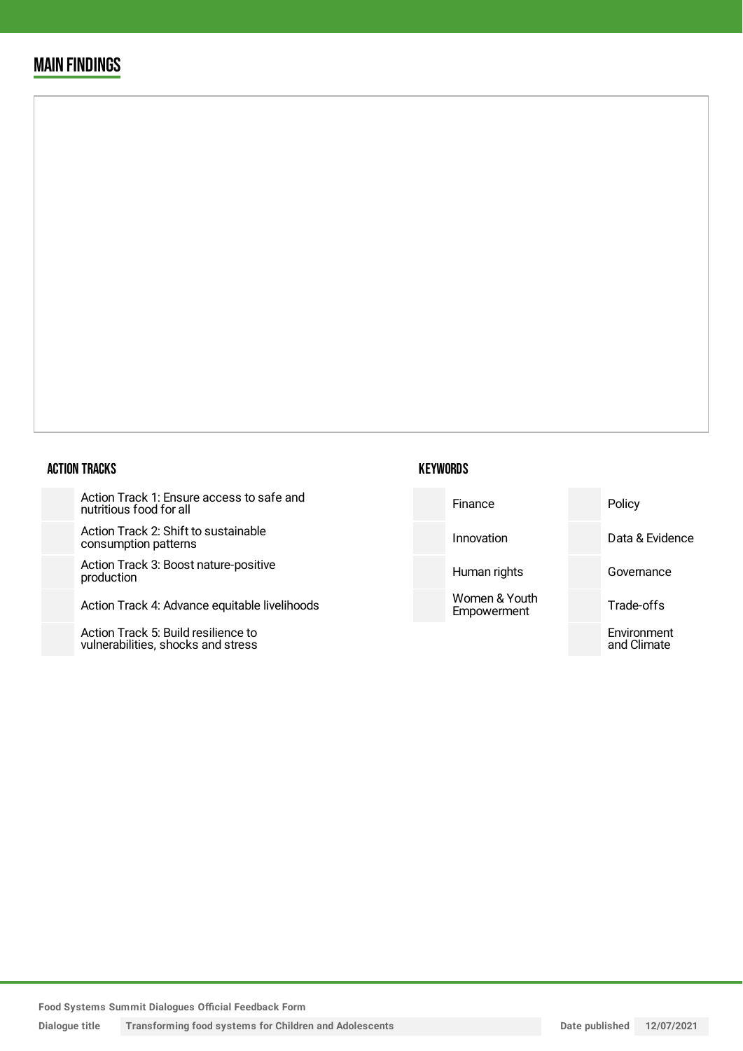## MAIN FINDINGS

### ACTION TRACKS

| | |
|---|---|
| | Action Track 1: Ensure access to safe and nutritious food for all |
| | Action Track 2: Shift to sustainable consumption patterns |
| | Action Track 3: Boost nature-positive production |
| | Action Track 4: Advance equitable livelihoods |
| | Action Track 5: Build resilience to vulnerabilities, shocks and stress |

### KEYWORDS

| | | | |
|---|---|---|---|
| | Finance | | Policy |
| | Innovation | | Data & Evidence |
| | Human rights | | Governance |
| | Women & Youth Empowerment | | Trade-offs |
| | | | Environment and Climate |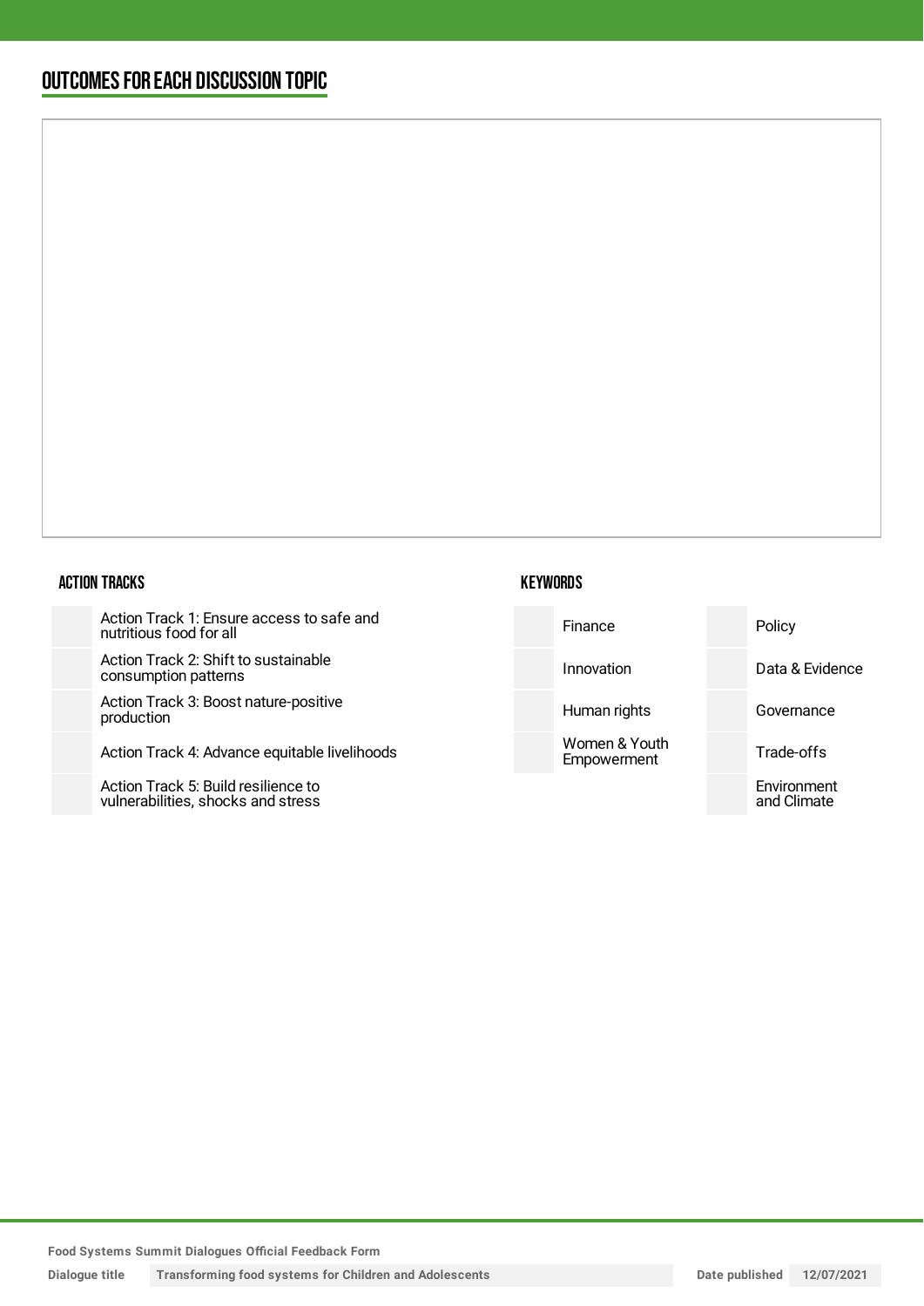## OUTCOMES FOR EACH DISCUSSION TOPIC

### ACTION TRACKS

| | |
|---|---|
| | Action Track 1: Ensure access to safe and nutritious food for all |
| | Action Track 2: Shift to sustainable consumption patterns |
| | Action Track 3: Boost nature-positive production |
| | Action Track 4: Advance equitable livelihoods |
| | Action Track 5: Build resilience to vulnerabilities, shocks and stress |

### KEYWORDS

| | | | |
|---|---|---|---|
| | Finance | | Policy |
| | Innovation | | Data & Evidence |
| | Human rights | | Governance |
| | Women & Youth Empowerment | | Trade-offs |
| | | | Environment and Climate |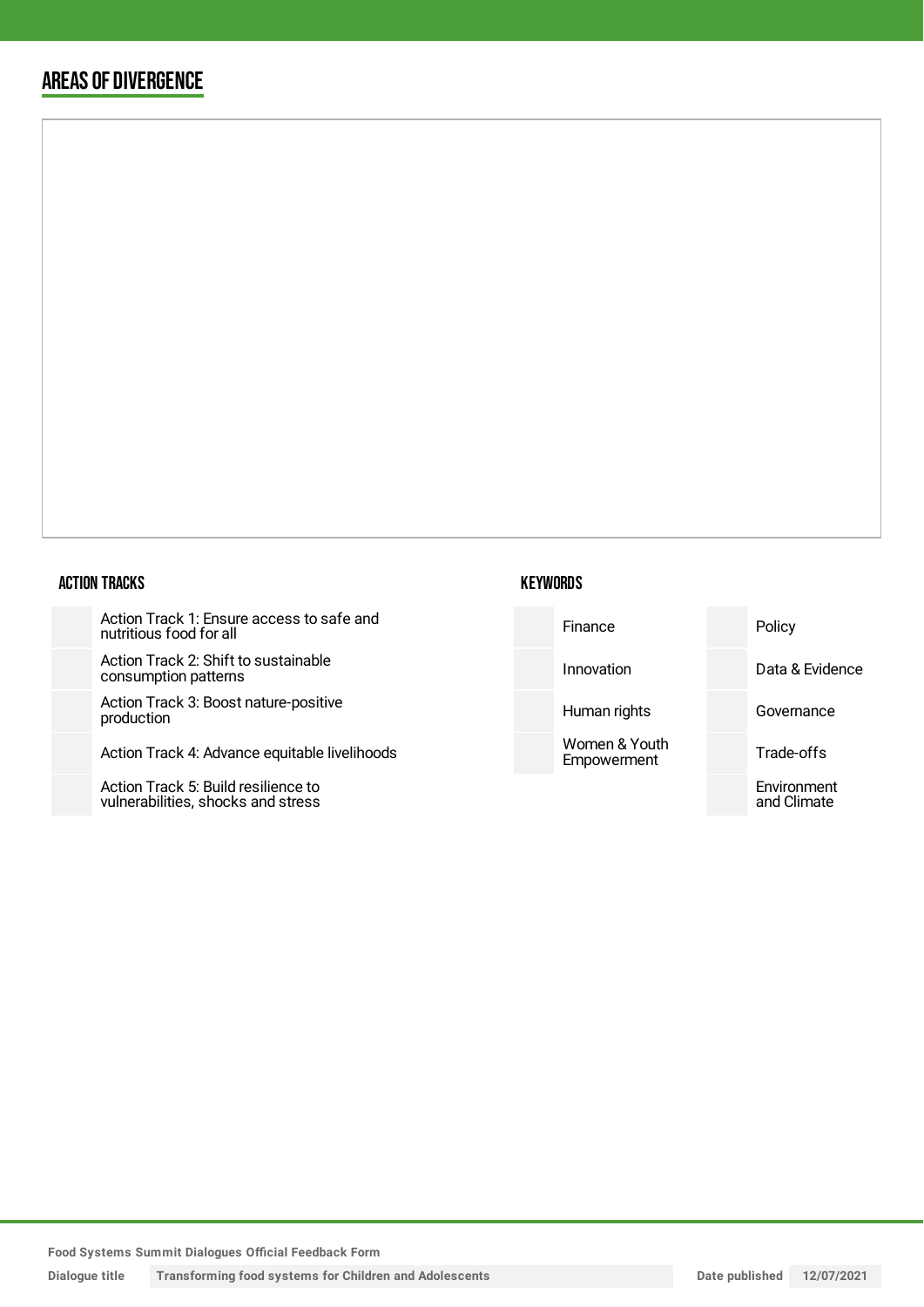## AREAS OF DIVERGENCE

### ACTION TRACKS

| | |
|---|---|
| | Action Track 1: Ensure access to safe and nutritious food for all |
| | Action Track 2: Shift to sustainable consumption patterns |
| | Action Track 3: Boost nature-positive production |
| | Action Track 4: Advance equitable livelihoods |
| | Action Track 5: Build resilience to vulnerabilities, shocks and stress |

### KEYWORDS

| | | | |
|---|---|---|---|
| | Finance | | Policy |
| | Innovation | | Data & Evidence |
| | Human rights | | Governance |
| | Women & Youth Empowerment | | Trade-offs |
| | | | Environment and Climate |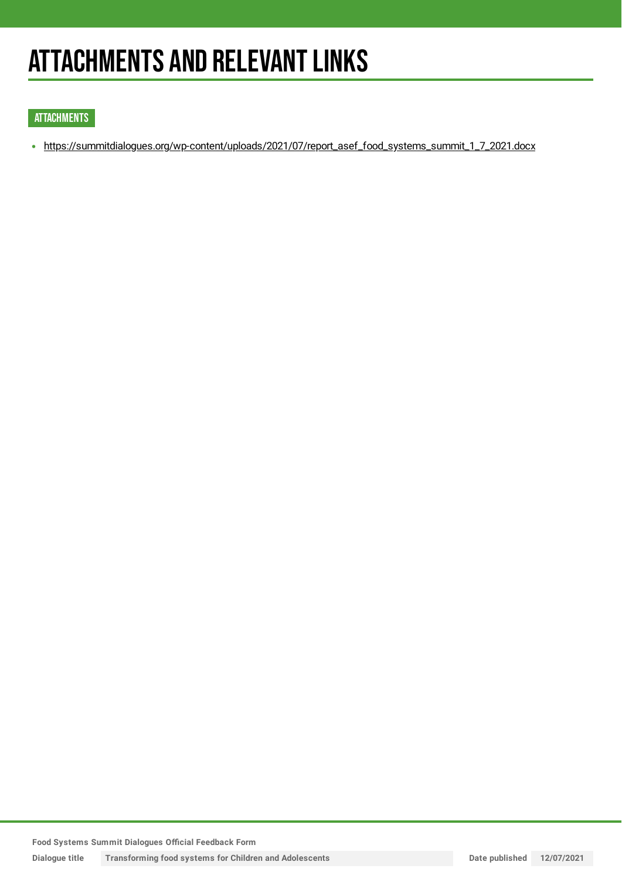# ATTACHMENTS AND RELEVANT LINKS

## ATTACHMENTS

- https://summitdialogues.org/wp-content/uploads/2021/07/report_asef_food_systems_summit_1_7_2021.docx